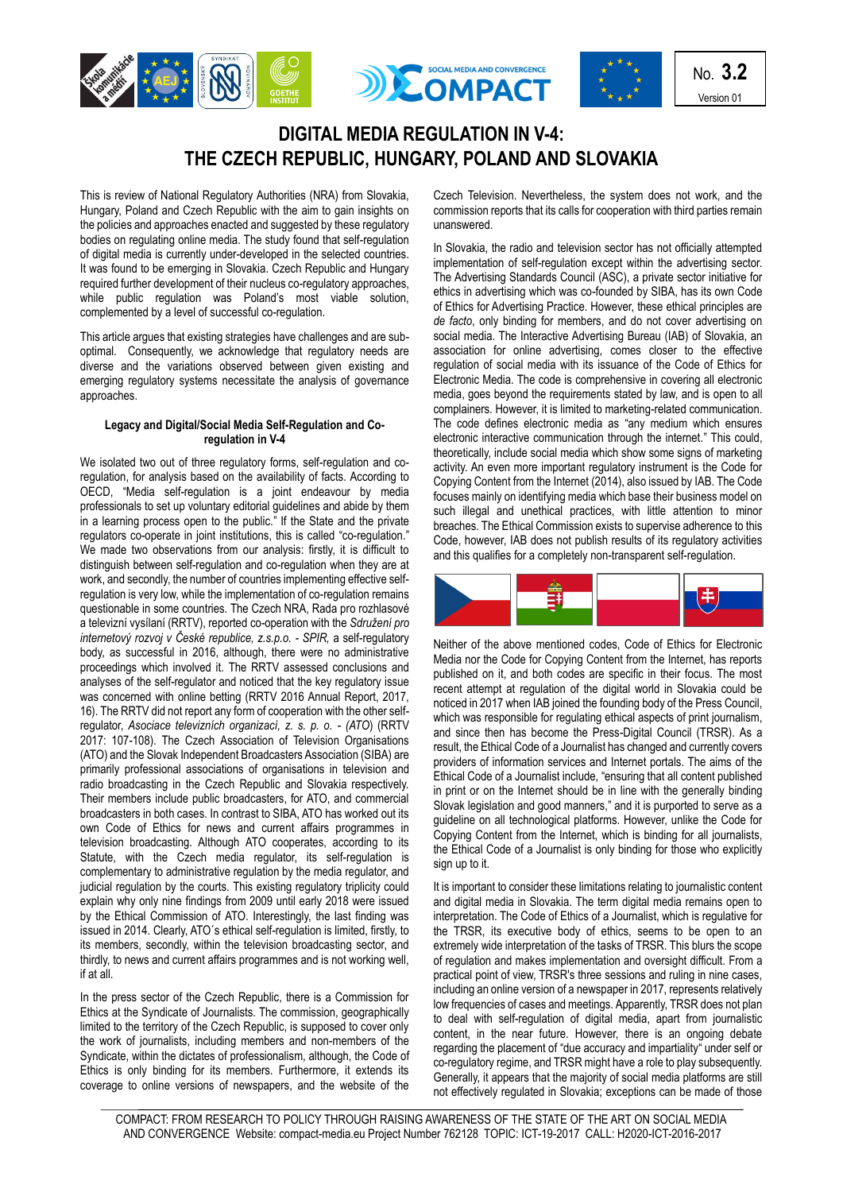No. **3.2**

Version 01

# DIGITAL MEDIA REGULATION IN V-4: THE CZECH REPUBLIC, HUNGARY, POLAND AND SLOVAKIA

This is review of National Regulatory Authorities (NRA) from Slovakia, Hungary, Poland and Czech Republic with the aim to gain insights on the policies and approaches enacted and suggested by these regulatory bodies on regulating online media. The study found that self-regulation of digital media is currently under-developed in the selected countries. It was found to be emerging in Slovakia. Czech Republic and Hungary required further development of their nucleus co-regulatory approaches, while public regulation was Poland's most viable solution, complemented by a level of successful co-regulation.

This article argues that existing strategies have challenges and are sub-optimal. Consequently, we acknowledge that regulatory needs are diverse and the variations observed between given existing and emerging regulatory systems necessitate the analysis of governance approaches.

### Legacy and Digital/Social Media Self-Regulation and Co-regulation in V-4

We isolated two out of three regulatory forms, self-regulation and co-regulation, for analysis based on the availability of facts. According to OECD, "Media self-regulation is a joint endeavour by media professionals to set up voluntary editorial guidelines and abide by them in a learning process open to the public." If the State and the private regulators co-operate in joint institutions, this is called "co-regulation." We made two observations from our analysis: firstly, it is difficult to distinguish between self-regulation and co-regulation when they are at work, and secondly, the number of countries implementing effective self-regulation is very low, while the implementation of co-regulation remains questionable in some countries. The Czech NRA, Rada pro rozhlasové a televizní vysílání (RRTV), reported co-operation with the *Sdružení pro internetový rozvoj v České republice, z.s.p.o. - SPIR,* a self-regulatory body, as successful in 2016, although, there were no administrative proceedings which involved it. The RRTV assessed conclusions and analyses of the self-regulator and noticed that the key regulatory issue was concerned with online betting (RRTV 2016 Annual Report, 2017, 16). The RRTV did not report any form of cooperation with the other self-regulator, *Asociace televizních organizací, z. s. p. o. - (ATO)* (RRTV 2017: 107-108). The Czech Association of Television Organisations (ATO) and the Slovak Independent Broadcasters Association (SIBA) are primarily professional associations of organisations in television and radio broadcasting in the Czech Republic and Slovakia respectively. Their members include public broadcasters, for ATO, and commercial broadcasters in both cases. In contrast to SIBA, ATO has worked out its own Code of Ethics for news and current affairs programmes in television broadcasting. Although ATO cooperates, according to its Statute, with the Czech media regulator, its self-regulation is complementary to administrative regulation by the media regulator, and judicial regulation by the courts. This existing regulatory triplicity could explain why only nine findings from 2009 until early 2018 were issued by the Ethical Commission of ATO. Interestingly, the last finding was issued in 2014. Clearly, ATO´s ethical self-regulation is limited, firstly, to its members, secondly, within the television broadcasting sector, and thirdly, to news and current affairs programmes and is not working well, if at all.

In the press sector of the Czech Republic, there is a Commission for Ethics at the Syndicate of Journalists. The commission, geographically limited to the territory of the Czech Republic, is supposed to cover only the work of journalists, including members and non-members of the Syndicate, within the dictates of professionalism, although, the Code of Ethics is only binding for its members. Furthermore, it extends its coverage to online versions of newspapers, and the website of the Czech Television. Nevertheless, the system does not work, and the commission reports that its calls for cooperation with third parties remain unanswered.

In Slovakia, the radio and television sector has not officially attempted implementation of self-regulation except within the advertising sector. The Advertising Standards Council (ASC), a private sector initiative for ethics in advertising which was co-founded by SIBA, has its own Code of Ethics for Advertising Practice. However, these ethical principles are *de facto*, only binding for members, and do not cover advertising on social media. The Interactive Advertising Bureau (IAB) of Slovakia, an association for online advertising, comes closer to the effective regulation of social media with its issuance of the Code of Ethics for Electronic Media. The code is comprehensive in covering all electronic media, goes beyond the requirements stated by law, and is open to all complainers. However, it is limited to marketing-related communication. The code defines electronic media as "any medium which ensures electronic interactive communication through the internet." This could, theoretically, include social media which show some signs of marketing activity. An even more important regulatory instrument is the Code for Copying Content from the Internet (2014), also issued by IAB. The Code focuses mainly on identifying media which base their business model on such illegal and unethical practices, with little attention to minor breaches. The Ethical Commission exists to supervise adherence to this Code, however, IAB does not publish results of its regulatory activities and this qualifies for a completely non-transparent self-regulation.

Neither of the above mentioned codes, Code of Ethics for Electronic Media nor the Code for Copying Content from the Internet, has reports published on it, and both codes are specific in their focus. The most recent attempt at regulation of the digital world in Slovakia could be noticed in 2017 when IAB joined the founding body of the Press Council, which was responsible for regulating ethical aspects of print journalism, and since then has become the Press-Digital Council (TRSR). As a result, the Ethical Code of a Journalist has changed and currently covers providers of information services and Internet portals. The aims of the Ethical Code of a Journalist include, "ensuring that all content published in print or on the Internet should be in line with the generally binding Slovak legislation and good manners," and it is purported to serve as a guideline on all technological platforms. However, unlike the Code for Copying Content from the Internet, which is binding for all journalists, the Ethical Code of a Journalist is only binding for those who explicitly sign up to it.

It is important to consider these limitations relating to journalistic content and digital media in Slovakia. The term digital media remains open to interpretation. The Code of Ethics of a Journalist, which is regulative for the TRSR, its executive body of ethics, seems to be open to an extremely wide interpretation of the tasks of TRSR. This blurs the scope of regulation and makes implementation and oversight difficult. From a practical point of view, TRSR's three sessions and ruling in nine cases, including an online version of a newspaper in 2017, represents relatively low frequencies of cases and meetings. Apparently, TRSR does not plan to deal with self-regulation of digital media, apart from journalistic content, in the near future. However, there is an ongoing debate regarding the placement of "due accuracy and impartiality" under self or co-regulatory regime, and TRSR might have a role to play subsequently. Generally, it appears that the majority of social media platforms are still not effectively regulated in Slovakia; exceptions can be made of those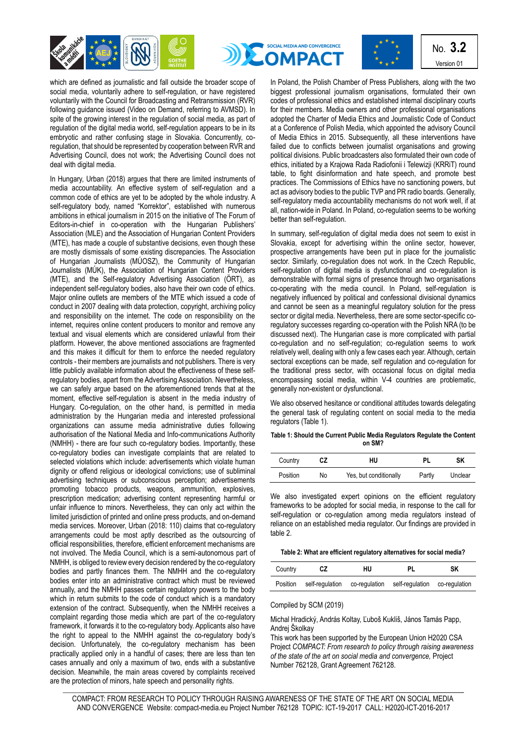which are defined as journalistic and fall outside the broader scope of social media, voluntarily adhere to self-regulation, or have registered voluntarily with the Council for Broadcasting and Retransmission (RVR) following guidance issued (Video on Demand, referring to AVMSD). In spite of the growing interest in the regulation of social media, as part of regulation of the digital media world, self-regulation appears to be in its embryotic and rather confusing stage in Slovakia. Concurrently, co-regulation, that should be represented by cooperation between RVR and Advertising Council, does not work; the Advertising Council does not deal with digital media.

In Hungary, Urban (2018) argues that there are limited instruments of media accountability. An effective system of self-regulation and a common code of ethics are yet to be adopted by the whole industry. A self-regulatory body, named "Korrektor", established with numerous ambitions in ethical journalism in 2015 on the initiative of The Forum of Editors-in-chief in co-operation with the Hungarian Publishers' Association (MLE) and the Association of Hungarian Content Providers (MTE), has made a couple of substantive decisions, even though these are mostly dismissals of some existing discrepancies. The Association of Hungarian Journalists (MÚOSZ), the Community of Hungarian Journalists (MÚK), the Association of Hungarian Content Providers (MTE), and the Self-regulatory Advertising Association (ÖRT), as independent self-regulatory bodies, also have their own code of ethics. Major online outlets are members of the MTE which issued a code of conduct in 2007 dealing with data protection, copyright, archiving policy and responsibility on the internet. The code on responsibility on the internet, requires online content producers to monitor and remove any textual and visual elements which are considered unlawful from their platform. However, the above mentioned associations are fragmented and this makes it difficult for them to enforce the needed regulatory controls - their members are journalists and not publishers. There is very little publicly available information about the effectiveness of these self-regulatory bodies, apart from the Advertising Association. Nevertheless, we can safely argue based on the aforementioned trends that at the moment, effective self-regulation is absent in the media industry of Hungary. Co-regulation, on the other hand, is permitted in media administration by the Hungarian media and interested professional organizations can assume media administrative duties following authorisation of the National Media and Info-communications Authority (NMHH) - there are four such co-regulatory bodies. Importantly, these co-regulatory bodies can investigate complaints that are related to selected violations which include: advertisements which violate human dignity or offend religious or ideological convictions; use of subliminal advertising techniques or subconscious perception; advertisements promoting tobacco products, weapons, ammunition, explosives, prescription medication; advertising content representing harmful or unfair influence to minors. Nevertheless, they can only act within the limited jurisdiction of printed and online press products, and on-demand media services. Moreover, Urban (2018: 110) claims that co-regulatory arrangements could be most aptly described as the outsourcing of official responsibilities, therefore, efficient enforcement mechanisms are not involved. The Media Council, which is a semi-autonomous part of NMHH, is obliged to review every decision rendered by the co-regulatory bodies and partly finances them. The NMHH and the co-regulatory bodies enter into an administrative contract which must be reviewed annually, and the NMHH passes certain regulatory powers to the body which in return submits to the code of conduct which is a mandatory extension of the contract. Subsequently, when the NMHH receives a complaint regarding those media which are part of the co-regulatory framework, it forwards it to the co-regulatory body. Applicants also have the right to appeal to the NMHH against the co-regulatory body's decision. Unfortunately, the co-regulatory mechanism has been practically applied only in a handful of cases; there are less than ten cases annually and only a maximum of two, ends with a substantive decision. Meanwhile, the main areas covered by complaints received are the protection of minors, hate speech and personality rights.

In Poland, the Polish Chamber of Press Publishers, along with the two biggest professional journalism organisations, formulated their own codes of professional ethics and established internal disciplinary courts for their members. Media owners and other professional organisations adopted the Charter of Media Ethics and Journalistic Code of Conduct at a Conference of Polish Media, which appointed the advisory Council of Media Ethics in 2015. Subsequently, all these interventions have failed due to conflicts between journalist organisations and growing political divisions. Public broadcasters also formulated their own code of ethics, initiated by a Krajowa Rada Radiofonii i Telewizji (KRRiT) round table, to fight disinformation and hate speech, and promote best practices. The Commissions of Ethics have no sanctioning powers, but act as advisory bodies to the public TVP and PR radio boards. Generally, self-regulatory media accountability mechanisms do not work well, if at all, nation-wide in Poland. In Poland, co-regulation seems to be working better than self-regulation.

In summary, self-regulation of digital media does not seem to exist in Slovakia, except for advertising within the online sector, however, prospective arrangements have been put in place for the journalistic sector. Similarly, co-regulation does not work. In the Czech Republic, self-regulation of digital media is dysfunctional and co-regulation is demonstrable with formal signs of presence through two organisations co-operating with the media council. In Poland, self-regulation is negatively influenced by political and confessional divisional dynamics and cannot be seen as a meaningful regulatory solution for the press sector or digital media. Nevertheless, there are some sector-specific co-regulatory successes regarding co-operation with the Polish NRA (to be discussed next). The Hungarian case is more complicated with partial co-regulation and no self-regulation; co-regulation seems to work relatively well, dealing with only a few cases each year. Although, certain sectoral exceptions can be made, self regulation and co-regulation for the traditional press sector, with occasional focus on digital media encompassing social media, within V-4 countries are problematic, generally non-existent or dysfunctional.

We also observed hesitance or conditional attitudes towards delegating the general task of regulating content on social media to the media regulators (Table 1).

**Table 1: Should the Current Public Media Regulators Regulate the Content on SM?**

| Country | CZ | HU | PL | SK |
|---|---|---|---|---|
| Position | No | Yes, but conditionally | Partly | Unclear |

We also investigated expert opinions on the efficient regulatory frameworks to be adopted for social media, in response to the call for self-regulation or co-regulation among media regulators instead of reliance on an established media regulator. Our findings are provided in table 2.

**Table 2: What are efficient regulatory alternatives for social media?**

| Country | CZ | HU | PL | SK |
|---|---|---|---|---|
| Position | self-regulation | co-regulation | self-regulation | co-regulation |

Compiled by SCM (2019)

Michal Hradický, András Koltay, Ľuboš Kukliš, János Tamás Papp, Andrej Školkay

This work has been supported by the European Union H2020 CSA Project *COMPACT: From research to policy through raising awareness of the state of the art on social media and convergence,* Project Number 762128, Grant Agreement 762128.